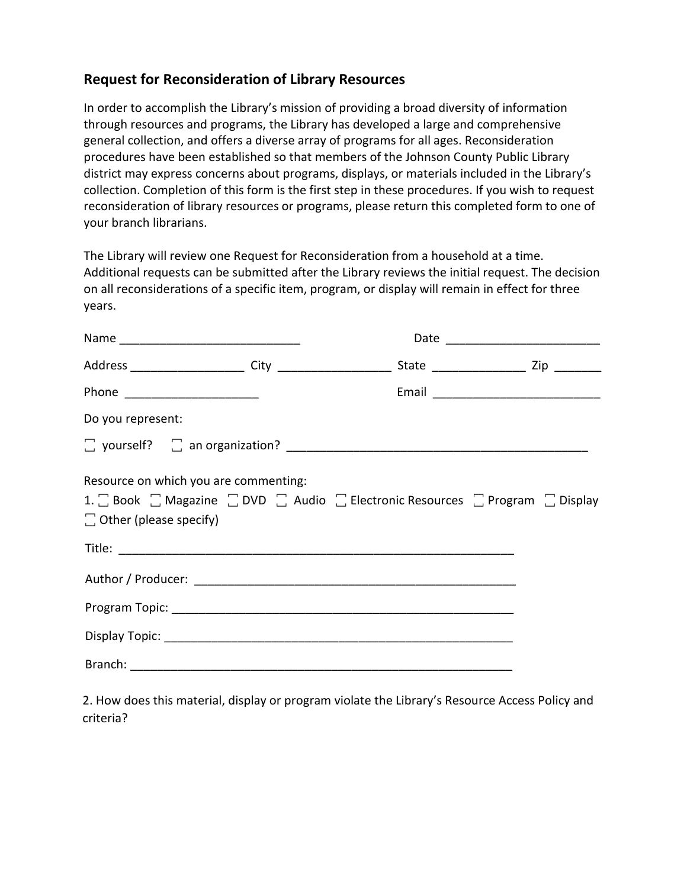## Request for Reconsideration of Library Resources

In order to accomplish the Library's mission of providing a broad diversity of information through resources and programs, the Library has developed a large and comprehensive general collection, and offers a diverse array of programs for all ages. Reconsideration procedures have been established so that members of the Johnson County Public Library district may express concerns about programs, displays, or materials included in the Library's collection. Completion of this form is the first step in these procedures. If you wish to request reconsideration of library resources or programs, please return this completed form to one of your branch librarians.

The Library will review one Request for Reconsideration from a household at a time. Additional requests can be submitted after the Library reviews the initial request. The decision on all reconsiderations of a specific item, program, or display will remain in effect for three years.

Name ___________________________ Date _______________________

Address _________________ City _________________ State ______________ Zip _______

Phone ____________________ Email _________________________

Do you represent:

☐ yourself? ☐ an organization? _____________________________________________

Resource on which you are commenting:

1. ☐ Book ☐ Magazine ☐ DVD ☐ Audio ☐ Electronic Resources ☐ Program ☐ Display ☐ Other (please specify)

Title: ____________________________________________________________

Author / Producer: _________________________________________________

Program Topic: ____________________________________________________

Display Topic: _____________________________________________________

Branch: __________________________________________________________

2. How does this material, display or program violate the Library's Resource Access Policy and criteria?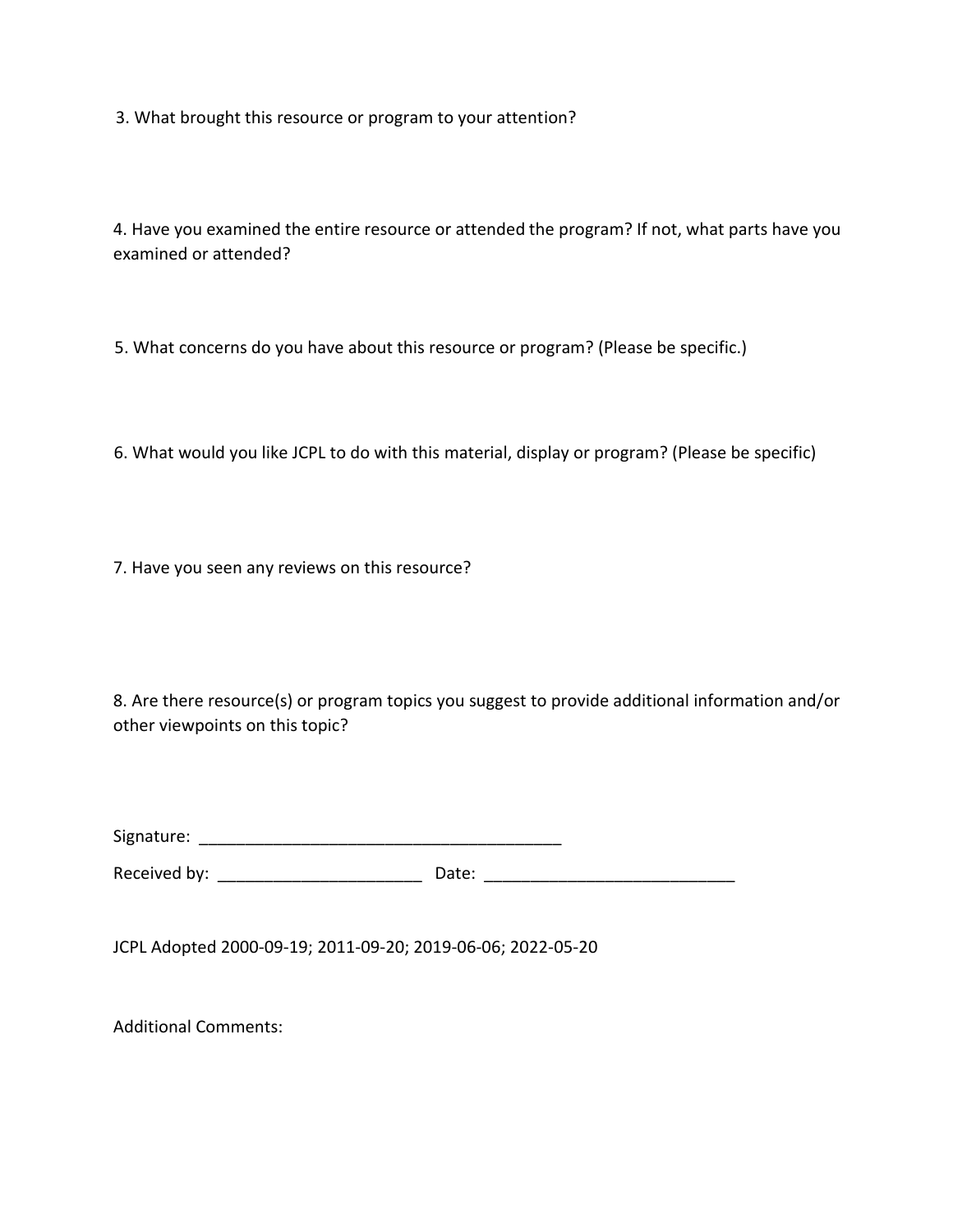3. What brought this resource or program to your attention?

4. Have you examined the entire resource or attended the program? If not, what parts have you examined or attended?

5. What concerns do you have about this resource or program? (Please be specific.)

6. What would you like JCPL to do with this material, display or program? (Please be specific)

7. Have you seen any reviews on this resource?

8. Are there resource(s) or program topics you suggest to provide additional information and/or other viewpoints on this topic?

Signature: _______________________________________

Received by: ______________________ Date: ___________________________

JCPL Adopted 2000-09-19; 2011-09-20; 2019-06-06; 2022-05-20

Additional Comments: